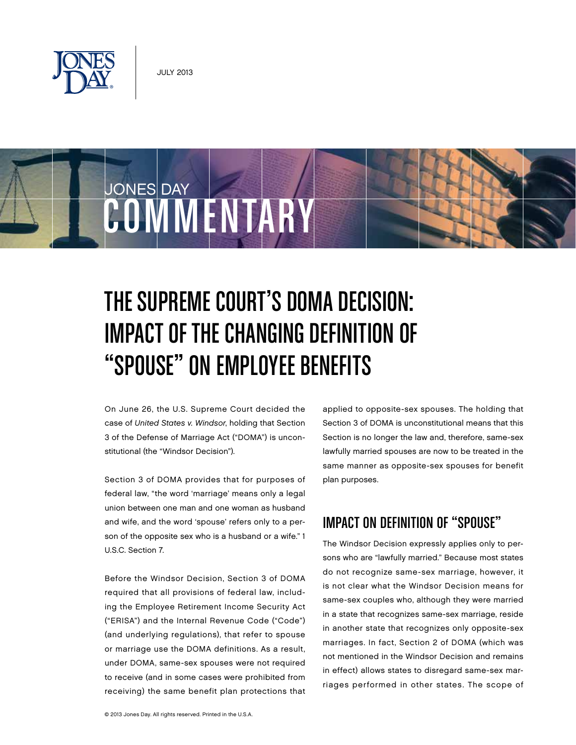JULY 2013

JONES DAY COMMENTARY

# THE SUPREME COURT'S DOMA DECISION: IMPACT OF THE CHANGING DEFINITION OF "SPOUSE" ON EMPLOYEE BENEFITS

On June 26, the U.S. Supreme Court decided the case of *United States v. Windsor*, holding that Section 3 of the Defense of Marriage Act ("DOMA") is unconstitutional (the "Windsor Decision").

Section 3 of DOMA provides that for purposes of federal law, "the word 'marriage' means only a legal union between one man and one woman as husband and wife, and the word 'spouse' refers only to a person of the opposite sex who is a husband or a wife." 1 U.S.C. Section 7.

Before the Windsor Decision, Section 3 of DOMA required that all provisions of federal law, including the Employee Retirement Income Security Act ("ERISA") and the Internal Revenue Code ("Code") (and underlying regulations), that refer to spouse or marriage use the DOMA definitions. As a result, under DOMA, same-sex spouses were not required to receive (and in some cases were prohibited from receiving) the same benefit plan protections that applied to opposite-sex spouses. The holding that Section 3 of DOMA is unconstitutional means that this Section is no longer the law and, therefore, same-sex lawfully married spouses are now to be treated in the same manner as opposite-sex spouses for benefit plan purposes.

## IMPACT ON DEFINITION OF "SPOUSE"

The Windsor Decision expressly applies only to persons who are "lawfully married." Because most states do not recognize same-sex marriage, however, it is not clear what the Windsor Decision means for same-sex couples who, although they were married in a state that recognizes same-sex marriage, reside in another state that recognizes only opposite-sex marriages. In fact, Section 2 of DOMA (which was not mentioned in the Windsor Decision and remains in effect) allows states to disregard same-sex marriages performed in other states. The scope of

© 2013 Jones Day. All rights reserved. Printed in the U.S.A.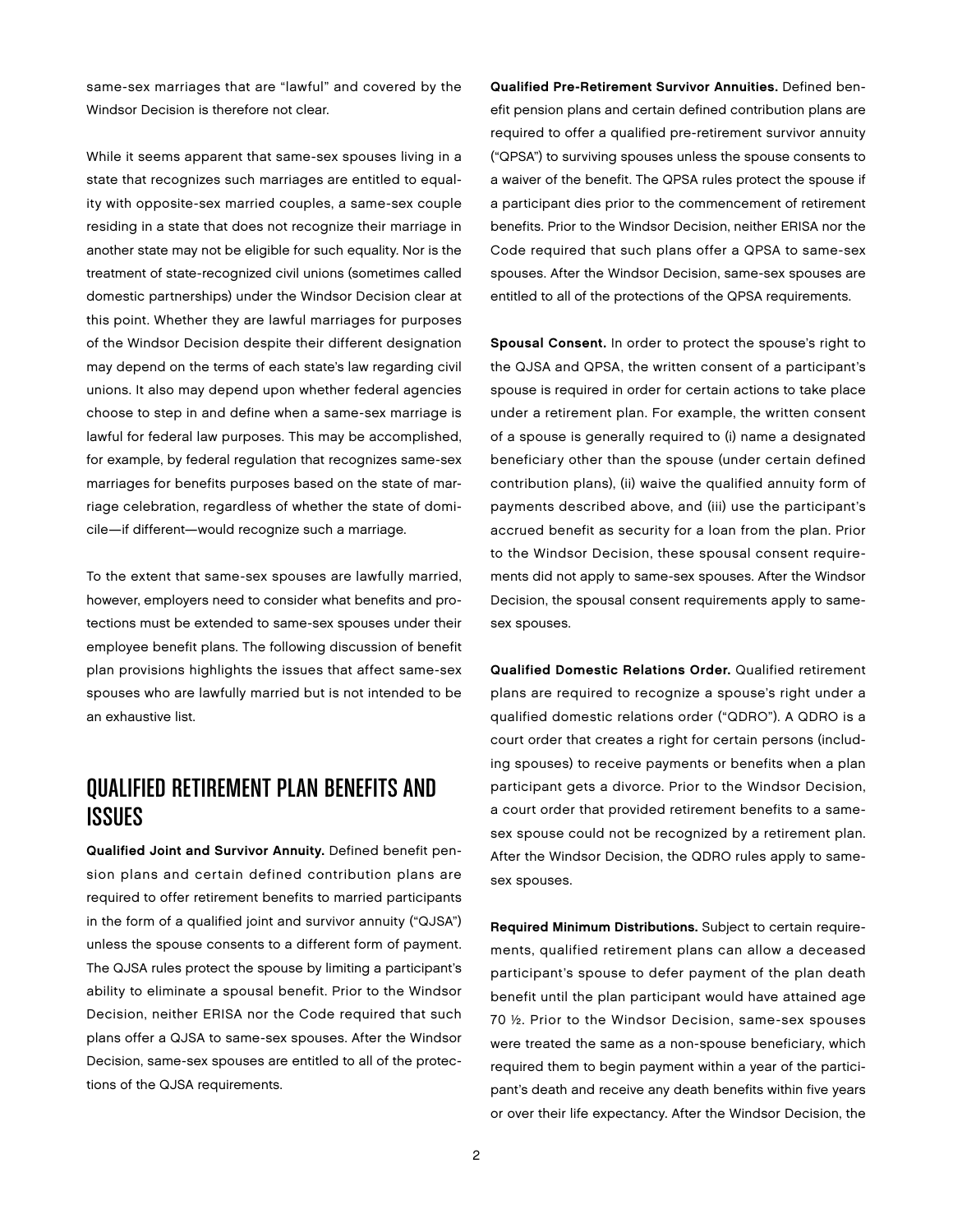same-sex marriages that are "lawful" and covered by the Windsor Decision is therefore not clear.

While it seems apparent that same-sex spouses living in a state that recognizes such marriages are entitled to equality with opposite-sex married couples, a same-sex couple residing in a state that does not recognize their marriage in another state may not be eligible for such equality. Nor is the treatment of state-recognized civil unions (sometimes called domestic partnerships) under the Windsor Decision clear at this point. Whether they are lawful marriages for purposes of the Windsor Decision despite their different designation may depend on the terms of each state's law regarding civil unions. It also may depend upon whether federal agencies choose to step in and define when a same-sex marriage is lawful for federal law purposes. This may be accomplished, for example, by federal regulation that recognizes same-sex marriages for benefits purposes based on the state of marriage celebration, regardless of whether the state of domicile—if different—would recognize such a marriage.

To the extent that same-sex spouses are lawfully married, however, employers need to consider what benefits and protections must be extended to same-sex spouses under their employee benefit plans. The following discussion of benefit plan provisions highlights the issues that affect same-sex spouses who are lawfully married but is not intended to be an exhaustive list.

## QUALIFIED RETIREMENT PLAN BENEFITS AND ISSUES

**Qualified Joint and Survivor Annuity.** Defined benefit pension plans and certain defined contribution plans are required to offer retirement benefits to married participants in the form of a qualified joint and survivor annuity ("QJSA") unless the spouse consents to a different form of payment. The QJSA rules protect the spouse by limiting a participant's ability to eliminate a spousal benefit. Prior to the Windsor Decision, neither ERISA nor the Code required that such plans offer a QJSA to same-sex spouses. After the Windsor Decision, same-sex spouses are entitled to all of the protections of the QJSA requirements.

**Qualified Pre-Retirement Survivor Annuities.** Defined benefit pension plans and certain defined contribution plans are required to offer a qualified pre-retirement survivor annuity ("QPSA") to surviving spouses unless the spouse consents to a waiver of the benefit. The QPSA rules protect the spouse if a participant dies prior to the commencement of retirement benefits. Prior to the Windsor Decision, neither ERISA nor the Code required that such plans offer a QPSA to same-sex spouses. After the Windsor Decision, same-sex spouses are entitled to all of the protections of the QPSA requirements.

**Spousal Consent.** In order to protect the spouse's right to the QJSA and QPSA, the written consent of a participant's spouse is required in order for certain actions to take place under a retirement plan. For example, the written consent of a spouse is generally required to (i) name a designated beneficiary other than the spouse (under certain defined contribution plans), (ii) waive the qualified annuity form of payments described above, and (iii) use the participant's accrued benefit as security for a loan from the plan. Prior to the Windsor Decision, these spousal consent requirements did not apply to same-sex spouses. After the Windsor Decision, the spousal consent requirements apply to same-sex spouses.

**Qualified Domestic Relations Order.** Qualified retirement plans are required to recognize a spouse's right under a qualified domestic relations order ("QDRO"). A QDRO is a court order that creates a right for certain persons (including spouses) to receive payments or benefits when a plan participant gets a divorce. Prior to the Windsor Decision, a court order that provided retirement benefits to a same-sex spouse could not be recognized by a retirement plan. After the Windsor Decision, the QDRO rules apply to same-sex spouses.

**Required Minimum Distributions.** Subject to certain requirements, qualified retirement plans can allow a deceased participant's spouse to defer payment of the plan death benefit until the plan participant would have attained age 70 ½. Prior to the Windsor Decision, same-sex spouses were treated the same as a non-spouse beneficiary, which required them to begin payment within a year of the participant's death and receive any death benefits within five years or over their life expectancy. After the Windsor Decision, the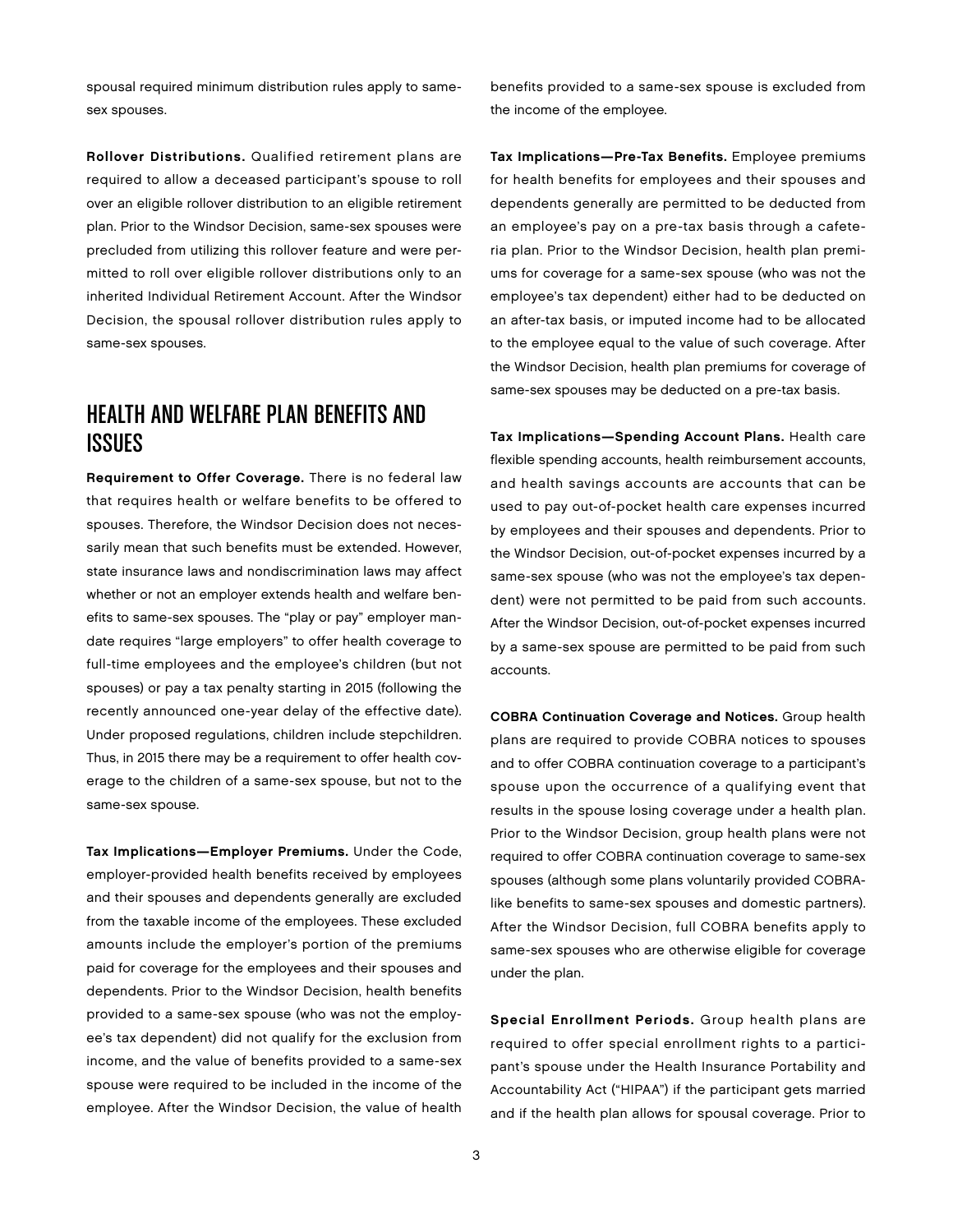spousal required minimum distribution rules apply to same-sex spouses.

**Rollover Distributions.** Qualified retirement plans are required to allow a deceased participant's spouse to roll over an eligible rollover distribution to an eligible retirement plan. Prior to the Windsor Decision, same-sex spouses were precluded from utilizing this rollover feature and were permitted to roll over eligible rollover distributions only to an inherited Individual Retirement Account. After the Windsor Decision, the spousal rollover distribution rules apply to same-sex spouses.

## HEALTH AND WELFARE PLAN BENEFITS AND ISSUES

**Requirement to Offer Coverage.** There is no federal law that requires health or welfare benefits to be offered to spouses. Therefore, the Windsor Decision does not necessarily mean that such benefits must be extended. However, state insurance laws and nondiscrimination laws may affect whether or not an employer extends health and welfare benefits to same-sex spouses. The "play or pay" employer mandate requires "large employers" to offer health coverage to full-time employees and the employee's children (but not spouses) or pay a tax penalty starting in 2015 (following the recently announced one-year delay of the effective date). Under proposed regulations, children include stepchildren. Thus, in 2015 there may be a requirement to offer health coverage to the children of a same-sex spouse, but not to the same-sex spouse.

**Tax Implications—Employer Premiums.** Under the Code, employer-provided health benefits received by employees and their spouses and dependents generally are excluded from the taxable income of the employees. These excluded amounts include the employer's portion of the premiums paid for coverage for the employees and their spouses and dependents. Prior to the Windsor Decision, health benefits provided to a same-sex spouse (who was not the employee's tax dependent) did not qualify for the exclusion from income, and the value of benefits provided to a same-sex spouse were required to be included in the income of the employee. After the Windsor Decision, the value of health benefits provided to a same-sex spouse is excluded from the income of the employee.

**Tax Implications—Pre-Tax Benefits.** Employee premiums for health benefits for employees and their spouses and dependents generally are permitted to be deducted from an employee's pay on a pre-tax basis through a cafeteria plan. Prior to the Windsor Decision, health plan premiums for coverage for a same-sex spouse (who was not the employee's tax dependent) either had to be deducted on an after-tax basis, or imputed income had to be allocated to the employee equal to the value of such coverage. After the Windsor Decision, health plan premiums for coverage of same-sex spouses may be deducted on a pre-tax basis.

**Tax Implications—Spending Account Plans.** Health care flexible spending accounts, health reimbursement accounts, and health savings accounts are accounts that can be used to pay out-of-pocket health care expenses incurred by employees and their spouses and dependents. Prior to the Windsor Decision, out-of-pocket expenses incurred by a same-sex spouse (who was not the employee's tax dependent) were not permitted to be paid from such accounts. After the Windsor Decision, out-of-pocket expenses incurred by a same-sex spouse are permitted to be paid from such accounts.

**COBRA Continuation Coverage and Notices.** Group health plans are required to provide COBRA notices to spouses and to offer COBRA continuation coverage to a participant's spouse upon the occurrence of a qualifying event that results in the spouse losing coverage under a health plan. Prior to the Windsor Decision, group health plans were not required to offer COBRA continuation coverage to same-sex spouses (although some plans voluntarily provided COBRA-like benefits to same-sex spouses and domestic partners). After the Windsor Decision, full COBRA benefits apply to same-sex spouses who are otherwise eligible for coverage under the plan.

**Special Enrollment Periods.** Group health plans are required to offer special enrollment rights to a participant's spouse under the Health Insurance Portability and Accountability Act ("HIPAA") if the participant gets married and if the health plan allows for spousal coverage. Prior to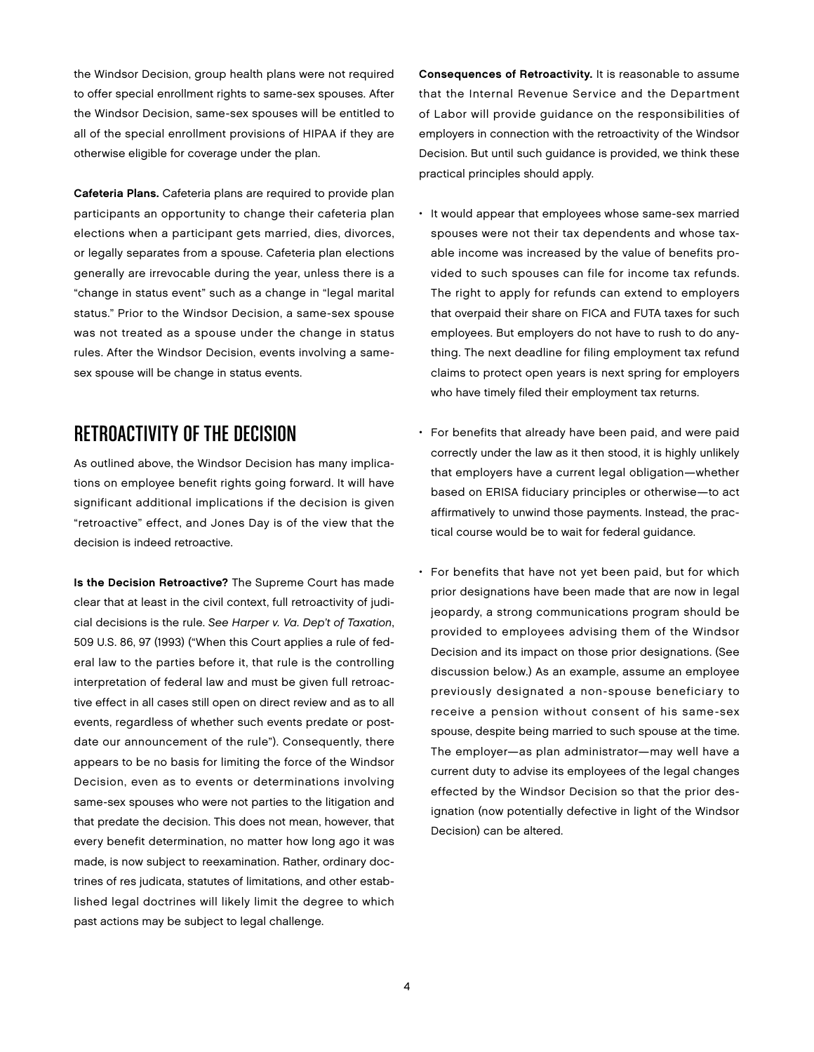the Windsor Decision, group health plans were not required to offer special enrollment rights to same-sex spouses. After the Windsor Decision, same-sex spouses will be entitled to all of the special enrollment provisions of HIPAA if they are otherwise eligible for coverage under the plan.

**Cafeteria Plans.** Cafeteria plans are required to provide plan participants an opportunity to change their cafeteria plan elections when a participant gets married, dies, divorces, or legally separates from a spouse. Cafeteria plan elections generally are irrevocable during the year, unless there is a "change in status event" such as a change in "legal marital status." Prior to the Windsor Decision, a same-sex spouse was not treated as a spouse under the change in status rules. After the Windsor Decision, events involving a same-sex spouse will be change in status events.

## RETROACTIVITY OF THE DECISION

As outlined above, the Windsor Decision has many implications on employee benefit rights going forward. It will have significant additional implications if the decision is given "retroactive" effect, and Jones Day is of the view that the decision is indeed retroactive.

**Is the Decision Retroactive?** The Supreme Court has made clear that at least in the civil context, full retroactivity of judicial decisions is the rule. *See Harper v. Va. Dep't of Taxation*, 509 U.S. 86, 97 (1993) ("When this Court applies a rule of federal law to the parties before it, that rule is the controlling interpretation of federal law and must be given full retroactive effect in all cases still open on direct review and as to all events, regardless of whether such events predate or postdate our announcement of the rule"). Consequently, there appears to be no basis for limiting the force of the Windsor Decision, even as to events or determinations involving same-sex spouses who were not parties to the litigation and that predate the decision. This does not mean, however, that every benefit determination, no matter how long ago it was made, is now subject to reexamination. Rather, ordinary doctrines of res judicata, statutes of limitations, and other established legal doctrines will likely limit the degree to which past actions may be subject to legal challenge.

**Consequences of Retroactivity.** It is reasonable to assume that the Internal Revenue Service and the Department of Labor will provide guidance on the responsibilities of employers in connection with the retroactivity of the Windsor Decision. But until such guidance is provided, we think these practical principles should apply.

- It would appear that employees whose same-sex married spouses were not their tax dependents and whose taxable income was increased by the value of benefits provided to such spouses can file for income tax refunds. The right to apply for refunds can extend to employers that overpaid their share on FICA and FUTA taxes for such employees. But employers do not have to rush to do anything. The next deadline for filing employment tax refund claims to protect open years is next spring for employers who have timely filed their employment tax returns.
- For benefits that already have been paid, and were paid correctly under the law as it then stood, it is highly unlikely that employers have a current legal obligation—whether based on ERISA fiduciary principles or otherwise—to act affirmatively to unwind those payments. Instead, the practical course would be to wait for federal guidance.
- For benefits that have not yet been paid, but for which prior designations have been made that are now in legal jeopardy, a strong communications program should be provided to employees advising them of the Windsor Decision and its impact on those prior designations. (See discussion below.) As an example, assume an employee previously designated a non-spouse beneficiary to receive a pension without consent of his same-sex spouse, despite being married to such spouse at the time. The employer—as plan administrator—may well have a current duty to advise its employees of the legal changes effected by the Windsor Decision so that the prior designation (now potentially defective in light of the Windsor Decision) can be altered.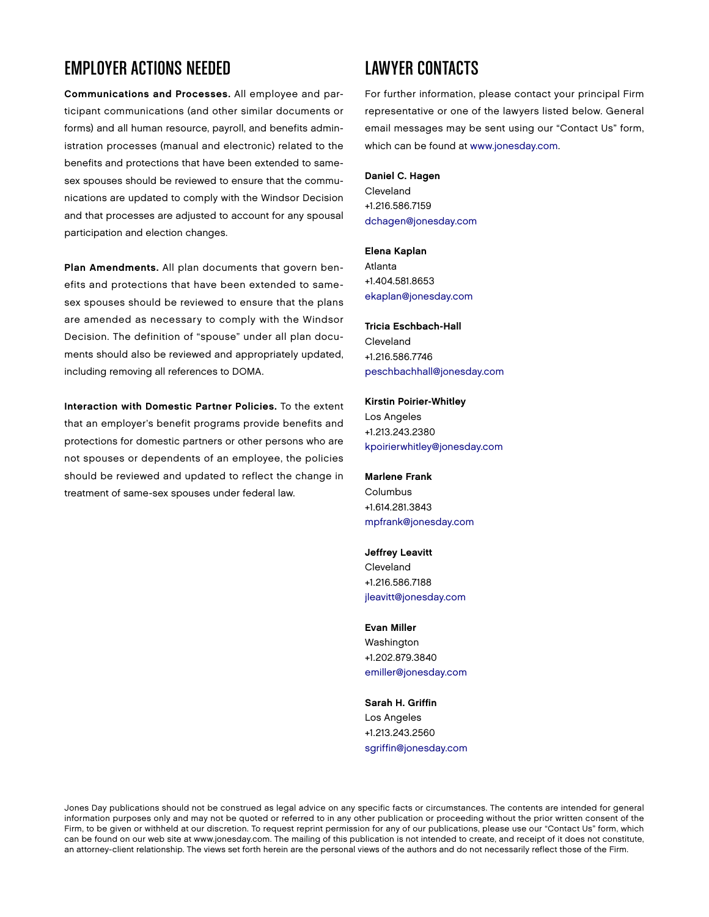## EMPLOYER ACTIONS NEEDED

**Communications and Processes.** All employee and participant communications (and other similar documents or forms) and all human resource, payroll, and benefits administration processes (manual and electronic) related to the benefits and protections that have been extended to same-sex spouses should be reviewed to ensure that the communications are updated to comply with the Windsor Decision and that processes are adjusted to account for any spousal participation and election changes.

**Plan Amendments.** All plan documents that govern benefits and protections that have been extended to same-sex spouses should be reviewed to ensure that the plans are amended as necessary to comply with the Windsor Decision. The definition of "spouse" under all plan documents should also be reviewed and appropriately updated, including removing all references to DOMA.

**Interaction with Domestic Partner Policies.** To the extent that an employer's benefit programs provide benefits and protections for domestic partners or other persons who are not spouses or dependents of an employee, the policies should be reviewed and updated to reflect the change in treatment of same-sex spouses under federal law.

## LAWYER CONTACTS

For further information, please contact your principal Firm representative or one of the lawyers listed below. General email messages may be sent using our "Contact Us" form, which can be found at www.jonesday.com.

**Daniel C. Hagen**
Cleveland
+1.216.586.7159
dchagen@jonesday.com

**Elena Kaplan**
Atlanta
+1.404.581.8653
ekaplan@jonesday.com

**Tricia Eschbach-Hall**
Cleveland
+1.216.586.7746
peschbachhall@jonesday.com

**Kirstin Poirier-Whitley**
Los Angeles
+1.213.243.2380
kpoirierwhitley@jonesday.com

**Marlene Frank**
Columbus
+1.614.281.3843
mpfrank@jonesday.com

**Jeffrey Leavitt**
Cleveland
+1.216.586.7188
jleavitt@jonesday.com

**Evan Miller**
Washington
+1.202.879.3840
emiller@jonesday.com

**Sarah H. Griffin**
Los Angeles
+1.213.243.2560
sgriffin@jonesday.com

Jones Day publications should not be construed as legal advice on any specific facts or circumstances. The contents are intended for general information purposes only and may not be quoted or referred to in any other publication or proceeding without the prior written consent of the Firm, to be given or withheld at our discretion. To request reprint permission for any of our publications, please use our "Contact Us" form, which can be found on our web site at www.jonesday.com. The mailing of this publication is not intended to create, and receipt of it does not constitute, an attorney-client relationship. The views set forth herein are the personal views of the authors and do not necessarily reflect those of the Firm.